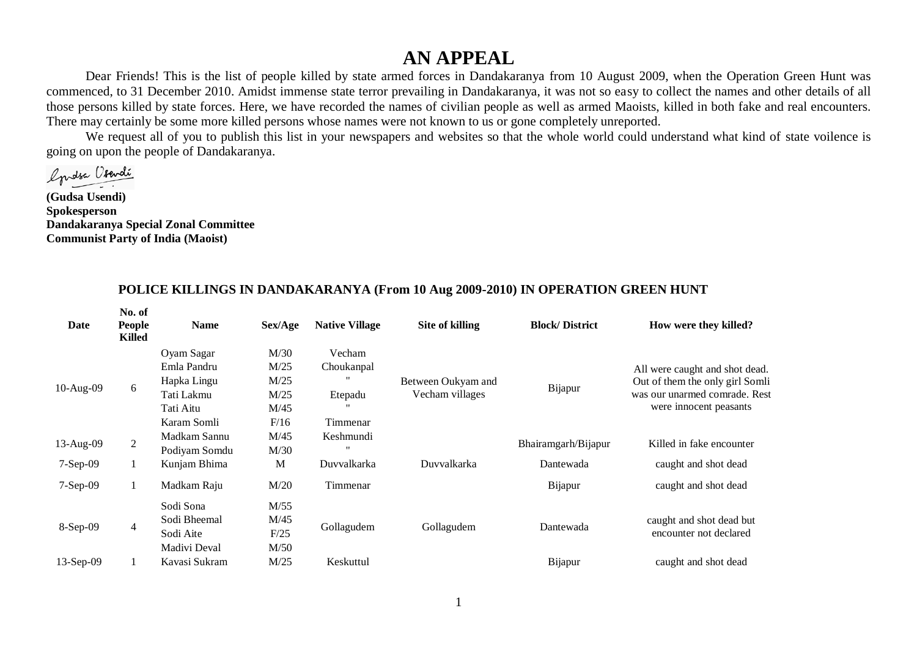# AN APPEAL

Dear Friends! This is the list of people killed by state armed forces in Dandakaranya from 10 August 2009, when the Operation Green Hunt was commenced, to 31 December 2010. Amidst immense state terror prevailing in Dandakaranya, it was not so easy to collect the names and other details of all those persons killed by state forces. Here, we have recorded the names of civilian people as well as armed Maoists, killed in both fake and real encounters. There may certainly be some more killed persons whose names were not known to us or gone completely unreported.

We request all of you to publish this list in your newspapers and websites so that the whole world could understand what kind of state voilence is going on upon the people of Dandakaranya.

Gudsa Usendi

**(Gudsa Usendi)**
**Spokesperson**
**Dandakaranya Special Zonal Committee**
**Communist Party of India (Maoist)**

## POLICE KILLINGS IN DANDAKARANYA (From 10 Aug 2009-2010) IN OPERATION GREEN HUNT

| Date | No. of People Killed | Name | Sex/Age | Native Village | Site of killing | Block/ District | How were they killed? |
|---|---|---|---|---|---|---|---|
| 10-Aug-09 | 6 | Oyam Sagar | M/30 | Vecham | Between Oukyam and Vecham villages | Bijapur | All were caught and shot dead. Out of them the only girl Somli was our unarmed comrade. Rest were innocent peasants |
| | | Emla Pandru | M/25 | Choukanpal | | | |
| | | Hapka Lingu | M/25 | " | | | |
| | | Tati Lakmu | M/25 | Etepadu | | | |
| | | Tati Aitu | M/45 | " | | | |
| | | Karam Somli | F/16 | Timmenar | | | |
| 13-Aug-09 | 2 | Madkam Sannu | M/45 | Keshmundi | | Bhairamgarh/Bijapur | Killed in fake encounter |
| | | Podiyam Somdu | M/30 | " | | | |
| 7-Sep-09 | 1 | Kunjam Bhima | M | Duvvalkarka | Duvvalkarka | Dantewada | caught and shot dead |
| 7-Sep-09 | 1 | Madkam Raju | M/20 | Timmenar | | Bijapur | caught and shot dead |
| 8-Sep-09 | 4 | Sodi Sona | M/55 | Gollagudem | Gollagudem | Dantewada | caught and shot dead but encounter not declared |
| | | Sodi Bheemal | M/45 | | | | |
| | | Sodi Aite | F/25 | | | | |
| | | Madivi Deval | M/50 | | | | |
| 13-Sep-09 | 1 | Kavasi Sukram | M/25 | Keskuttul | | Bijapur | caught and shot dead |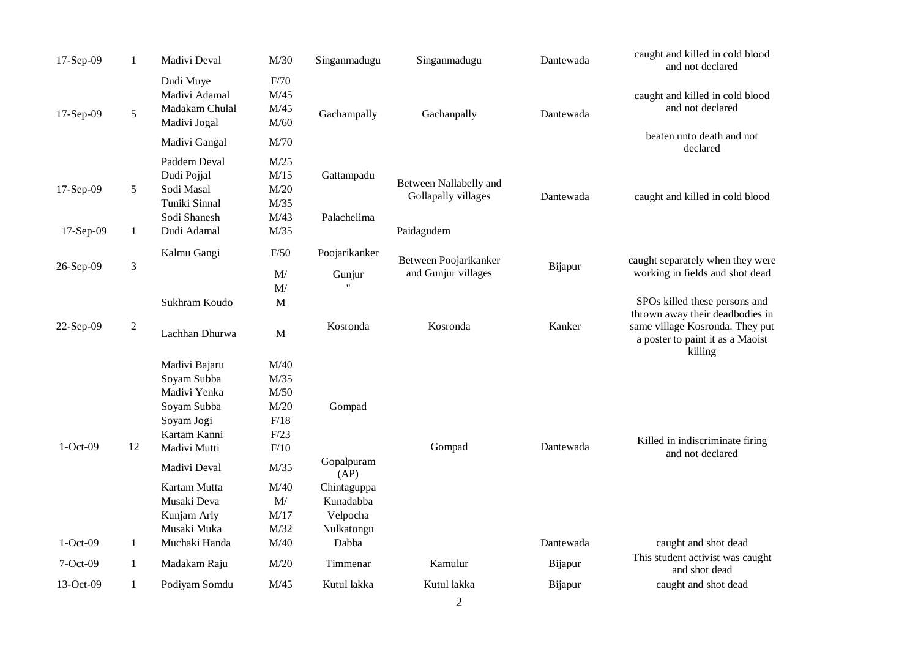| | | | | | | | |
|---|---|---|---|---|---|---|---|
| 17-Sep-09 | 1 | Madivi Deval | M/30 | Singanmadugu | Singanmadugu | Dantewada | caught and killed in cold blood and not declared |
| 17-Sep-09 | 5 | Dudi Muye | F/70 | Gachampally | Gachanpally | Dantewada | caught and killed in cold blood and not declared |
| | | Madivi Adamal | M/45 | | | | |
| | | Madakam Chulal | M/45 | | | | |
| | | Madivi Jogal | M/60 | | | | |
| | | Madivi Gangal | M/70 | | | | beaten unto death and not declared |
| 17-Sep-09 | 5 | Paddem Deval | M/25 | Gattampadu | Between Nallabelly and Gollapally villages | Dantewada | caught and killed in cold blood |
| | | Dudi Pojjal | M/15 | | | | |
| | | Sodi Masal | M/20 | | | | |
| | | Tuniki Sinnal | M/35 | | | | |
| | | Sodi Shanesh | M/43 | Palachelima | | | |
| 17-Sep-09 | 1 | Dudi Adamal | M/35 | | Paidagudem | | |
| 26-Sep-09 | 3 | Kalmu Gangi | F/50 | Poojarikanker | Between Poojarikanker and Gunjur villages | Bijapur | caught separately when they were working in fields and shot dead |
| | | | M/ | Gunjur | | | |
| | | | M/ | " | | | |
| 22-Sep-09 | 2 | Sukhram Koudo | M | Kosronda | Kosronda | Kanker | SPOs killed these persons and thrown away their deadbodies in same village Kosronda. They put a poster to paint it as a Maoist killing |
| | | Lachhan Dhurwa | M | | | | |
| 1-Oct-09 | 12 | Madivi Bajaru | M/40 | Gompad | Gompad | Dantewada | Killed in indiscriminate firing and not declared |
| | | Soyam Subba | M/35 | | | | |
| | | Madivi Yenka | M/50 | | | | |
| | | Soyam Subba | M/20 | | | | |
| | | Soyam Jogi | F/18 | | | | |
| | | Kartam Kanni | F/23 | | | | |
| | | Madivi Mutti | F/10 | | | | |
| | | Madivi Deval | M/35 | Gopalpuram (AP) | | | |
| | | Kartam Mutta | M/40 | Chintaguppa | | | |
| | | Musaki Deva | M/ | Kunadabba | | | |
| | | Kunjam Arly | M/17 | Velpocha | | | |
| | | Musaki Muka | M/32 | Nulkatongu | | | |
| 1-Oct-09 | 1 | Muchaki Handa | M/40 | Dabba | | Dantewada | caught and shot dead |
| 7-Oct-09 | 1 | Madakam Raju | M/20 | Timmenar | Kamulur | Bijapur | This student activist was caught and shot dead |
| 13-Oct-09 | 1 | Podiyam Somdu | M/45 | Kutul lakka | Kutul lakka | Bijapur | caught and shot dead |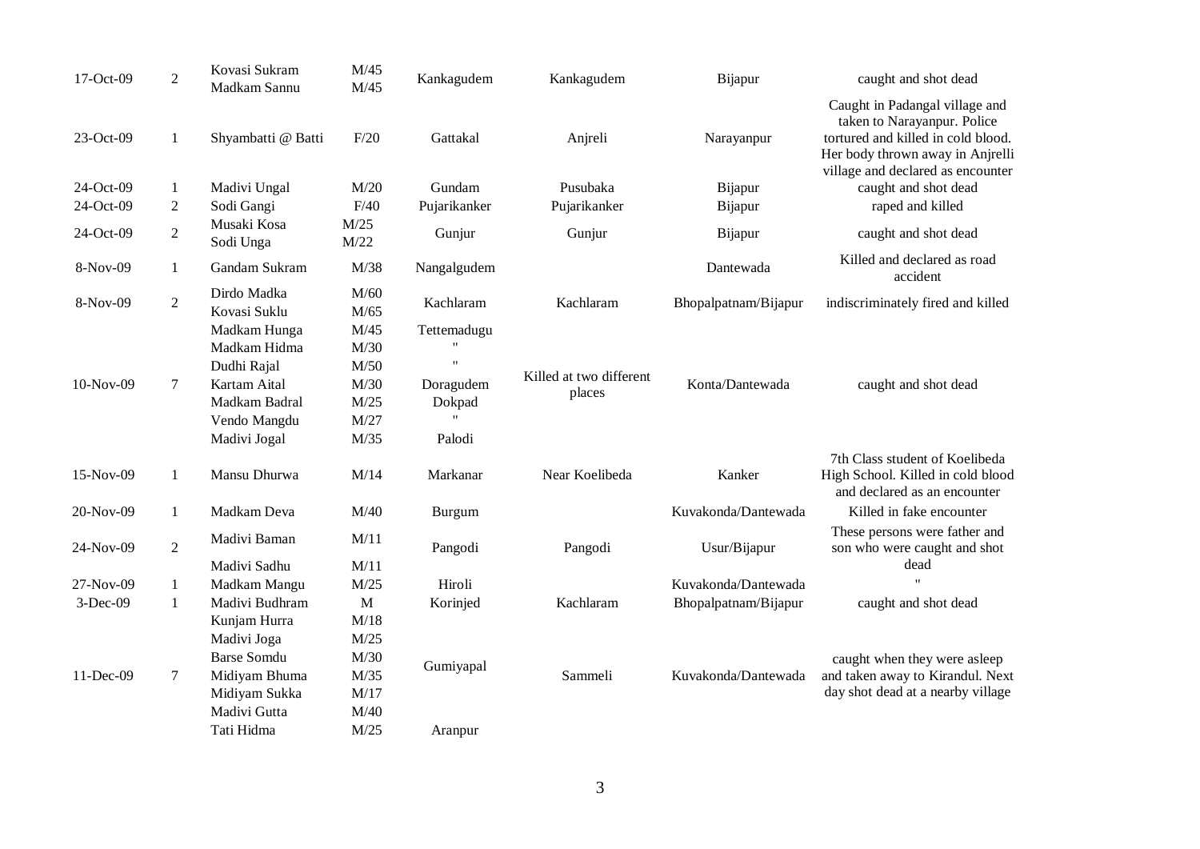| | | | | | | | |
|---|---|---|---|---|---|---|---|
| 17-Oct-09 | 2 | Kovasi Sukram<br>Madkam Sannu | M/45<br>M/45 | Kankagudem | Kankagudem | Bijapur | caught and shot dead |
| 23-Oct-09 | 1 | Shyambatti @ Batti | F/20 | Gattakal | Anjreli | Narayanpur | Caught in Padangal village and taken to Narayanpur. Police tortured and killed in cold blood. Her body thrown away in Anjrelli village and declared as encounter |
| 24-Oct-09 | 1 | Madivi Ungal | M/20 | Gundam | Pusubaka | Bijapur | caught and shot dead |
| 24-Oct-09 | 2 | Sodi Gangi | F/40 | Pujarikanker | Pujarikanker | Bijapur | raped and killed |
| 24-Oct-09 | 2 | Musaki Kosa<br>Sodi Unga | M/25<br>M/22 | Gunjur | Gunjur | Bijapur | caught and shot dead |
| 8-Nov-09 | 1 | Gandam Sukram | M/38 | Nangalgudem | | Dantewada | Killed and declared as road accident |
| 8-Nov-09 | 2 | Dirdo Madka<br>Kovasi Suklu | M/60<br>M/65 | Kachlaram | Kachlaram | Bhopalpatnam/Bijapur | indiscriminately fired and killed |
| 10-Nov-09 | 7 | Madkam Hunga<br>Madkam Hidma<br>Dudhi Rajal<br>Kartam Aital<br>Madkam Badral<br>Vendo Mangdu<br>Madivi Jogal | M/45<br>M/30<br>M/50<br>M/30<br>M/25<br>M/27<br>M/35 | Tettemadugu<br>"<br>"<br>Doragudem<br>Dokpad<br>"<br>Palodi | Killed at two different places | Konta/Dantewada | caught and shot dead |
| 15-Nov-09 | 1 | Mansu Dhurwa | M/14 | Markanar | Near Koelibeda | Kanker | 7th Class student of Koelibeda High School. Killed in cold blood and declared as an encounter |
| 20-Nov-09 | 1 | Madkam Deva | M/40 | Burgum | | Kuvakonda/Dantewada | Killed in fake encounter |
| 24-Nov-09 | 2 | Madivi Baman<br>Madivi Sadhu | M/11<br>M/11 | Pangodi | Pangodi | Usur/Bijapur | These persons were father and son who were caught and shot dead |
| 27-Nov-09 | 1 | Madkam Mangu | M/25 | Hiroli | | Kuvakonda/Dantewada | " |
| 3-Dec-09 | 1 | Madivi Budhram | M | Korinjed | Kachlaram | Bhopalpatnam/Bijapur | caught and shot dead |
| 11-Dec-09 | 7 | Kunjam Hurra<br>Madivi Joga<br>Barse Somdu<br>Midiyam Bhuma<br>Midiyam Sukka<br>Madivi Gutta<br>Tati Hidma | M/18<br>M/25<br>M/30<br>M/35<br>M/17<br>M/40<br>M/25 | Gumiyapal<br><br><br><br><br><br>Aranpur | Sammeli | Kuvakonda/Dantewada | caught when they were asleep and taken away to Kirandul. Next day shot dead at a nearby village |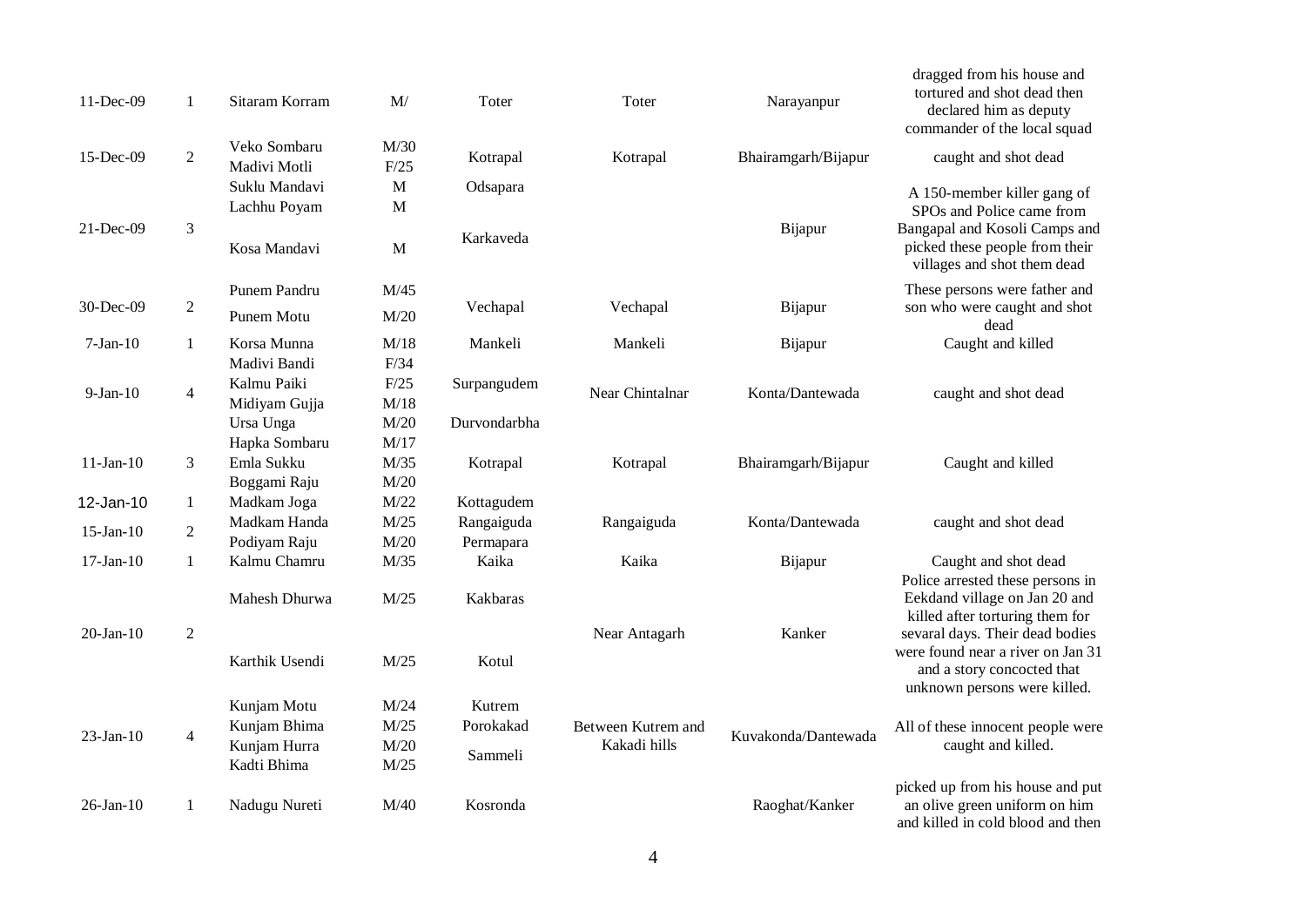| | | | | | | | |
|---|---|---|---|---|---|---|---|
| 11-Dec-09 | 1 | Sitaram Korram | M/ | Toter | Toter | Narayanpur | dragged from his house and tortured and shot dead then declared him as deputy commander of the local squad |
| 15-Dec-09 | 2 | Veko Sombaru<br>Madivi Motli | M/30<br>F/25 | Kotrapal | Kotrapal | Bhairamgarh/Bijapur | caught and shot dead |
| 21-Dec-09 | 3 | Suklu Mandavi<br>Lachhu Poyam<br>Kosa Mandavi | M<br>M<br>M | Odsapara<br>Karkaveda | | Bijapur | A 150-member killer gang of SPOs and Police came from Bangapal and Kosoli Camps and picked these people from their villages and shot them dead |
| 30-Dec-09 | 2 | Punem Pandru<br>Punem Motu | M/45<br>M/20 | Vechapal | Vechapal | Bijapur | These persons were father and son who were caught and shot dead |
| 7-Jan-10 | 1 | Korsa Munna | M/18 | Mankeli | Mankeli | Bijapur | Caught and killed |
| 9-Jan-10 | 4 | Madivi Bandi<br>Kalmu Paiki<br>Midiyam Gujja<br>Ursa Unga | F/34<br>F/25<br>M/18<br>M/20 | Surpangudem<br>Durvondarbha | Near Chintalnar | Konta/Dantewada | caught and shot dead |
| 11-Jan-10 | 3 | Hapka Sombaru<br>Emla Sukku<br>Boggami Raju | M/17<br>M/35<br>M/20 | Kotrapal | Kotrapal | Bhairamgarh/Bijapur | Caught and killed |
| 12-Jan-10 | 1 | Madkam Joga | M/22 | Kottagudem | | | |
| 15-Jan-10 | 2 | Madkam Handa<br>Podiyam Raju | M/25<br>M/20 | Rangaiguda<br>Permapara | Rangaiguda | Konta/Dantewada | caught and shot dead |
| 17-Jan-10 | 1 | Kalmu Chamru | M/35 | Kaika | Kaika | Bijapur | Caught and shot dead |
| 20-Jan-10 | 2 | Mahesh Dhurwa<br>Karthik Usendi | M/25<br>M/25 | Kakbaras<br>Kotul | Near Antagarh | Kanker | Police arrested these persons in Eekdand village on Jan 20 and killed after torturing them for sevaral days. Their dead bodies were found near a river on Jan 31 and a story concocted that unknown persons were killed. |
| 23-Jan-10 | 4 | Kunjam Motu<br>Kunjam Bhima<br>Kunjam Hurra<br>Kadti Bhima | M/24<br>M/25<br>M/20<br>M/25 | Kutrem<br>Porokakad<br>Sammeli | Between Kutrem and Kakadi hills | Kuvakonda/Dantewada | All of these innocent people were caught and killed. |
| 26-Jan-10 | 1 | Nadugu Nureti | M/40 | Kosronda | | Raoghat/Kanker | picked up from his house and put an olive green uniform on him and killed in cold blood and then |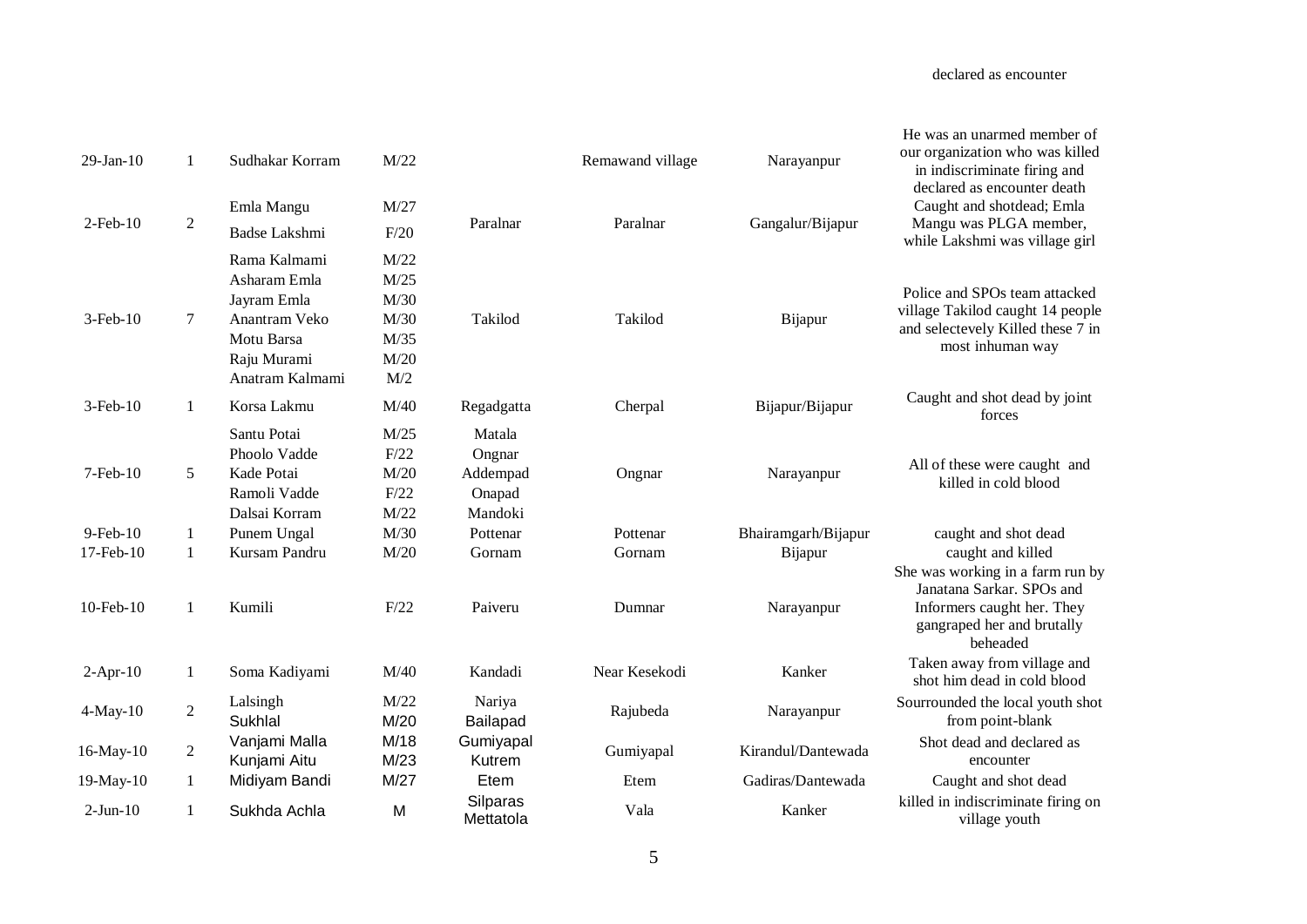declared as encounter

| | | | | | | | |
|---|---|---|---|---|---|---|---|
| 29-Jan-10 | 1 | Sudhakar Korram | M/22 | | Remawand village | Narayanpur | He was an unarmed member of our organization who was killed in indiscriminate firing and declared as encounter death |
| 2-Feb-10 | 2 | Emla Mangu<br>Badse Lakshmi | M/27<br>F/20 | Paralnar | Paralnar | Gangalur/Bijapur | Caught and shotdead; Emla Mangu was PLGA member, while Lakshmi was village girl |
| 3-Feb-10 | 7 | Rama Kalmami<br>Asharam Emla<br>Jayram Emla<br>Anantram Veko<br>Motu Barsa<br>Raju Murami<br>Anatram Kalmami | M/22<br>M/25<br>M/30<br>M/30<br>M/35<br>M/20<br>M/2 | Takilod | Takilod | Bijapur | Police and SPOs team attacked village Takilod caught 14 people and selectevely Killed these 7 in most inhuman way |
| 3-Feb-10 | 1 | Korsa Lakmu | M/40 | Regadgatta | Cherpal | Bijapur/Bijapur | Caught and shot dead by joint forces |
| 7-Feb-10 | 5 | Santu Potai<br>Phoolo Vadde<br>Kade Potai<br>Ramoli Vadde<br>Dalsai Korram | M/25<br>F/22<br>M/20<br>F/22<br>M/22 | Matala<br>Ongnar<br>Addempad<br>Onapad<br>Mandoki | Ongnar | Narayanpur | All of these were caught and killed in cold blood |
| 9-Feb-10 | 1 | Punem Ungal | M/30 | Pottenar | Pottenar | Bhairamgarh/Bijapur | caught and shot dead |
| 17-Feb-10 | 1 | Kursam Pandru | M/20 | Gornam | Gornam | Bijapur | caught and killed |
| 10-Feb-10 | 1 | Kumili | F/22 | Paiveru | Dumnar | Narayanpur | She was working in a farm run by Janatana Sarkar. SPOs and Informers caught her. They gangraped her and brutally beheaded |
| 2-Apr-10 | 1 | Soma Kadiyami | M/40 | Kandadi | Near Kesekodi | Kanker | Taken away from village and shot him dead in cold blood |
| 4-May-10 | 2 | Lalsingh<br>Sukhlal | M/22<br>M/20 | Nariya<br>Bailapad | Rajubeda | Narayanpur | Sourrounded the local youth shot from point-blank |
| 16-May-10 | 2 | Vanjami Malla<br>Kunjami Aitu | M/18<br>M/23 | Gumiyapal<br>Kutrem | Gumiyapal | Kirandul/Dantewada | Shot dead and declared as encounter |
| 19-May-10 | 1 | Midiyam Bandi | M/27 | Etem | Etem | Gadiras/Dantewada | Caught and shot dead |
| 2-Jun-10 | 1 | Sukhda Achla | M | Silparas Mettatola | Vala | Kanker | killed in indiscriminate firing on village youth |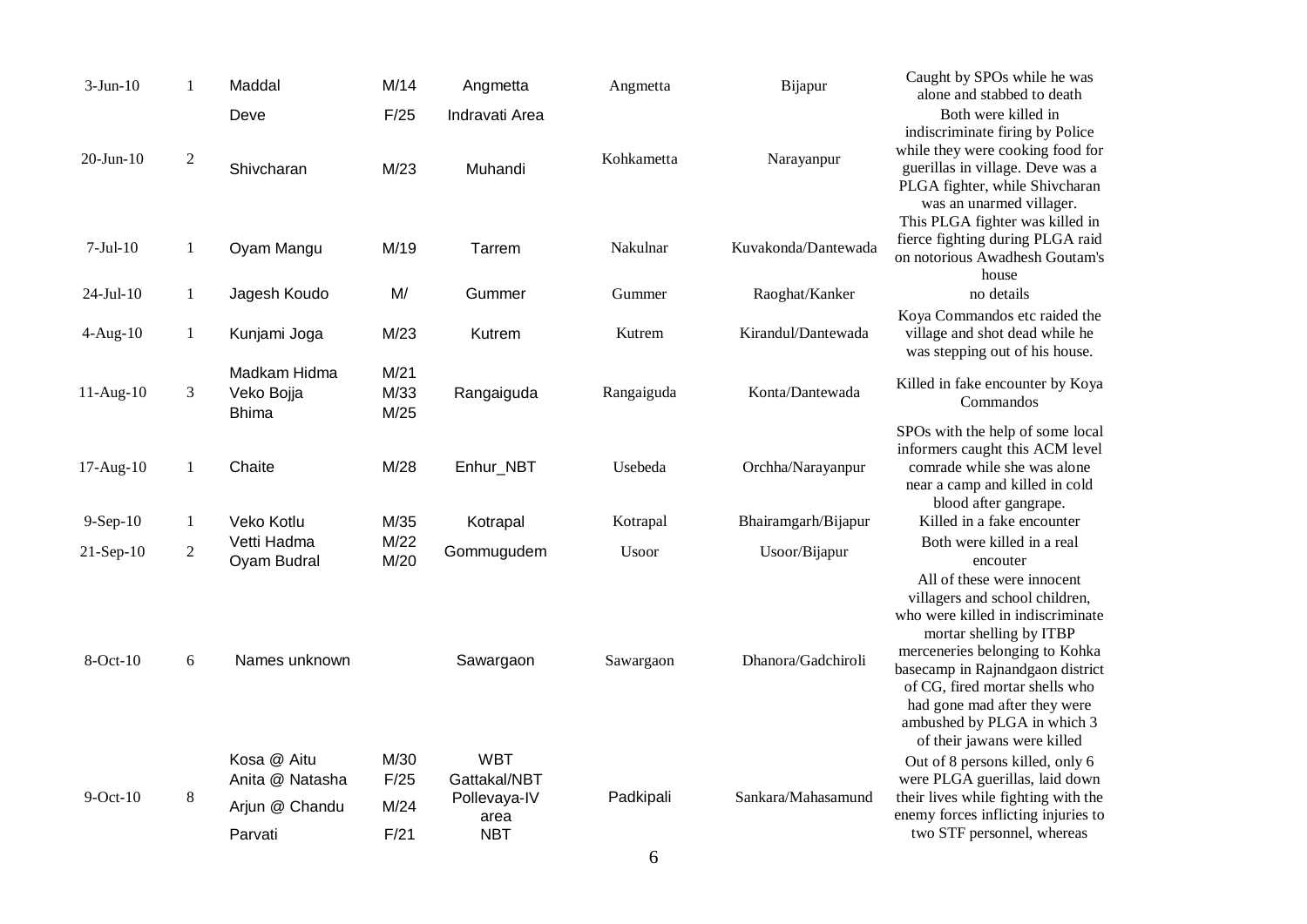| | | | | | | | |
|---|---|---|---|---|---|---|---|
| 3-Jun-10 | 1 | Maddal | M/14 | Angmetta | Angmetta | Bijapur | Caught by SPOs while he was alone and stabbed to death |
| 20-Jun-10 | 2 | Deve<br>Shivcharan | F/25<br>M/23 | Indravati Area<br>Muhandi | Kohkametta | Narayanpur | Both were killed in indiscriminate firing by Police while they were cooking food for guerillas in village. Deve was a PLGA fighter, while Shivcharan was an unarmed villager. |
| 7-Jul-10 | 1 | Oyam Mangu | M/19 | Tarrem | Nakulnar | Kuvakonda/Dantewada | This PLGA fighter was killed in fierce fighting during PLGA raid on notorious Awadhesh Goutam's house |
| 24-Jul-10 | 1 | Jagesh Koudo | M/ | Gummer | Gummer | Raoghat/Kanker | no details |
| 4-Aug-10 | 1 | Kunjami Joga | M/23 | Kutrem | Kutrem | Kirandul/Dantewada | Koya Commandos etc raided the village and shot dead while he was stepping out of his house. |
| 11-Aug-10 | 3 | Madkam Hidma<br>Veko Bojja<br>Bhima | M/21<br>M/33<br>M/25 | Rangaiguda | Rangaiguda | Konta/Dantewada | Killed in fake encounter by Koya Commandos |
| 17-Aug-10 | 1 | Chaite | M/28 | Enhur_NBT | Usebeda | Orchha/Narayanpur | SPOs with the help of some local informers caught this ACM level comrade while she was alone near a camp and killed in cold blood after gangrape. |
| 9-Sep-10 | 1 | Veko Kotlu | M/35 | Kotrapal | Kotrapal | Bhairamgarh/Bijapur | Killed in a fake encounter |
| 21-Sep-10 | 2 | Vetti Hadma<br>Oyam Budral | M/22<br>M/20 | Gommugudem | Usoor | Usoor/Bijapur | Both were killed in a real encouter |
| 8-Oct-10 | 6 | Names unknown | | Sawargaon | Sawargaon | Dhanora/Gadchiroli | All of these were innocent villagers and school children, who were killed in indiscriminate mortar shelling by ITBP merceneries belonging to Kohka basecamp in Rajnandgaon district of CG, fired mortar shells who had gone mad after they were ambushed by PLGA in which 3 of their jawans were killed |
| 9-Oct-10 | 8 | Kosa @ Aitu<br>Anita @ Natasha<br>Arjun @ Chandu<br>Parvati | M/30<br>F/25<br>M/24<br>F/21 | WBT<br>Gattakal/NBT<br>Pollevaya-IV area<br>NBT | Padkipali | Sankara/Mahasamund | Out of 8 persons killed, only 6 were PLGA guerillas, laid down their lives while fighting with the enemy forces inflicting injuries to two STF personnel, whereas |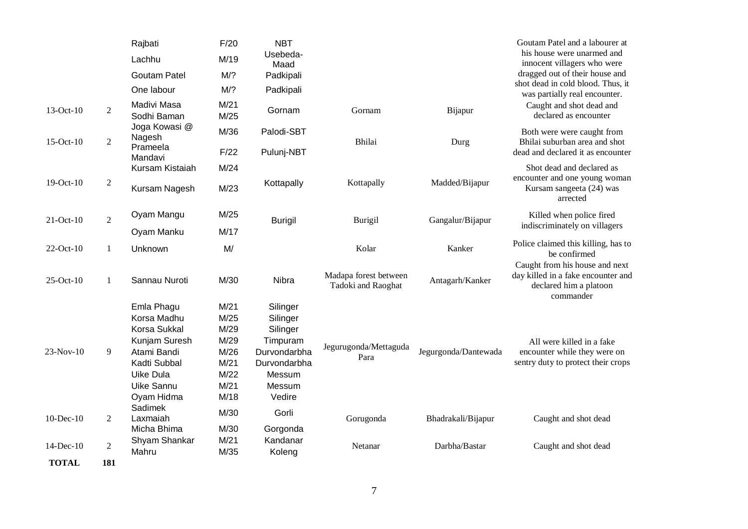| | | | | | | | |
|---|---|---|---|---|---|---|---|
| | | Rajbati | F/20 | NBT | | | Goutam Patel and a labourer at his house were unarmed and innocent villagers who were dragged out of their house and shot dead in cold blood. Thus, it was partially real encounter. |
| | | Lachhu | M/19 | Usebeda-Maad | | | |
| | | Goutam Patel | M/? | Padkipali | | | |
| | | One labour | M/? | Padkipali | | | |
| 13-Oct-10 | 2 | Madivi Masa | M/21 | Gornam | Gornam | Bijapur | Caught and shot dead and declared as encounter |
| | | Sodhi Baman | M/25 | | | | |
| 15-Oct-10 | 2 | Joga Kowasi @ Nagesh | M/36 | Palodi-SBT | Bhilai | Durg | Both were were caught from Bhilai suburban area and shot dead and declared it as encounter |
| | | Prameela Mandavi | F/22 | Pulunj-NBT | | | |
| 19-Oct-10 | 2 | Kursam Kistaiah | M/24 | Kottapally | Kottapally | Madded/Bijapur | Shot dead and declared as encounter and one young woman Kursam sangeeta (24) was arrected |
| | | Kursam Nagesh | M/23 | | | | |
| 21-Oct-10 | 2 | Oyam Mangu | M/25 | Burigil | Burigil | Gangalur/Bijapur | Killed when police fired indiscriminately on villagers |
| | | Oyam Manku | M/17 | | | | |
| 22-Oct-10 | 1 | Unknown | M/ | | Kolar | Kanker | Police claimed this killing, has to be confirmed |
| 25-Oct-10 | 1 | Sannau Nuroti | M/30 | Nibra | Madapa forest between Tadoki and Raoghat | Antagarh/Kanker | Caught from his house and next day killed in a fake encounter and declared him a platoon commander |
| 23-Nov-10 | 9 | Emla Phagu | M/21 | Silinger | Jegurugonda/Mettaguda Para | Jegurgonda/Dantewada | All were killed in a fake encounter while they were on sentry duty to protect their crops |
| | | Korsa Madhu | M/25 | Silinger | | | |
| | | Korsa Sukkal | M/29 | Silinger | | | |
| | | Kunjam Suresh | M/29 | Timpuram | | | |
| | | Atami Bandi | M/26 | Durvondarbha | | | |
| | | Kadti Subbal | M/21 | Durvondarbha | | | |
| | | Uike Dula | M/22 | Messum | | | |
| | | Uike Sannu | M/21 | Messum | | | |
| | | Oyam Hidma | M/18 | Vedire | | | |
| 10-Dec-10 | 2 | Sadimek Laxmaiah | M/30 | Gorli | Gorugonda | Bhadrakali/Bijapur | Caught and shot dead |
| | | Micha Bhima | M/30 | Gorgonda | | | |
| 14-Dec-10 | 2 | Shyam Shankar | M/21 | Kandanar | Netanar | Darbha/Bastar | Caught and shot dead |
| | | Mahru | M/35 | Koleng | | | |
| **TOTAL** | **181** | | | | | | |